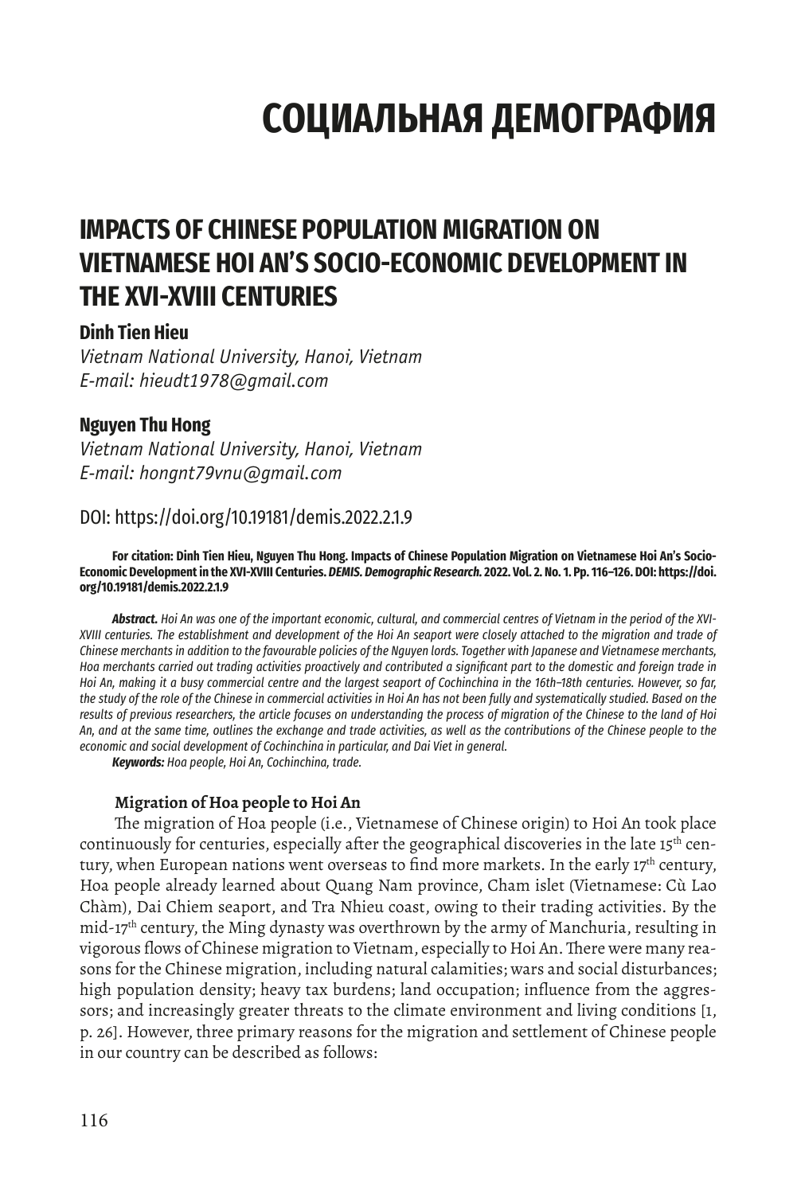# СОЦИАЛЬНАЯ ДЕМОГРАФИЯ

## IMPACTS OF CHINESE POPULATION MIGRATION ON VIETNAMESE HOI AN'S SOCIO-ECONOMIC DEVELOPMENT IN THE XVI-XVIII CENTURIES

**Dinh Tien Hieu**

*Vietnam National University, Hanoi, Vietnam*
*E-mail: hieudt1978@gmail.com*

**Nguyen Thu Hong**

*Vietnam National University, Hanoi, Vietnam*
*E-mail: hongnt79vnu@gmail.com*

DOI: https://doi.org/10.19181/demis.2022.2.1.9

**For citation: Dinh Tien Hieu, Nguyen Thu Hong. Impacts of Chinese Population Migration on Vietnamese Hoi An's Socio-Economic Development in the XVI-XVIII Centuries. *DEMIS. Demographic Research.* 2022. Vol. 2. No. 1. Pp. 116–126. DOI: https://doi.org/10.19181/demis.2022.2.1.9**

***Abstract.*** *Hoi An was one of the important economic, cultural, and commercial centres of Vietnam in the period of the XVI-XVIII centuries. The establishment and development of the Hoi An seaport were closely attached to the migration and trade of Chinese merchants in addition to the favourable policies of the Nguyen lords. Together with Japanese and Vietnamese merchants, Hoa merchants carried out trading activities proactively and contributed a significant part to the domestic and foreign trade in Hoi An, making it a busy commercial centre and the largest seaport of Cochinchina in the 16th–18th centuries. However, so far, the study of the role of the Chinese in commercial activities in Hoi An has not been fully and systematically studied. Based on the results of previous researchers, the article focuses on understanding the process of migration of the Chinese to the land of Hoi An, and at the same time, outlines the exchange and trade activities, as well as the contributions of the Chinese people to the economic and social development of Cochinchina in particular, and Dai Viet in general.*

***Keywords:*** *Hoa people, Hoi An, Cochinchina, trade.*

### Migration of Hoa people to Hoi An

The migration of Hoa people (i.e., Vietnamese of Chinese origin) to Hoi An took place continuously for centuries, especially after the geographical discoveries in the late 15th century, when European nations went overseas to find more markets. In the early 17th century, Hoa people already learned about Quang Nam province, Cham islet (Vietnamese: Cù Lao Chàm), Dai Chiem seaport, and Tra Nhieu coast, owing to their trading activities. By the mid-17th century, the Ming dynasty was overthrown by the army of Manchuria, resulting in vigorous flows of Chinese migration to Vietnam, especially to Hoi An. There were many reasons for the Chinese migration, including natural calamities; wars and social disturbances; high population density; heavy tax burdens; land occupation; influence from the aggressors; and increasingly greater threats to the climate environment and living conditions [1, p. 26]. However, three primary reasons for the migration and settlement of Chinese people in our country can be described as follows: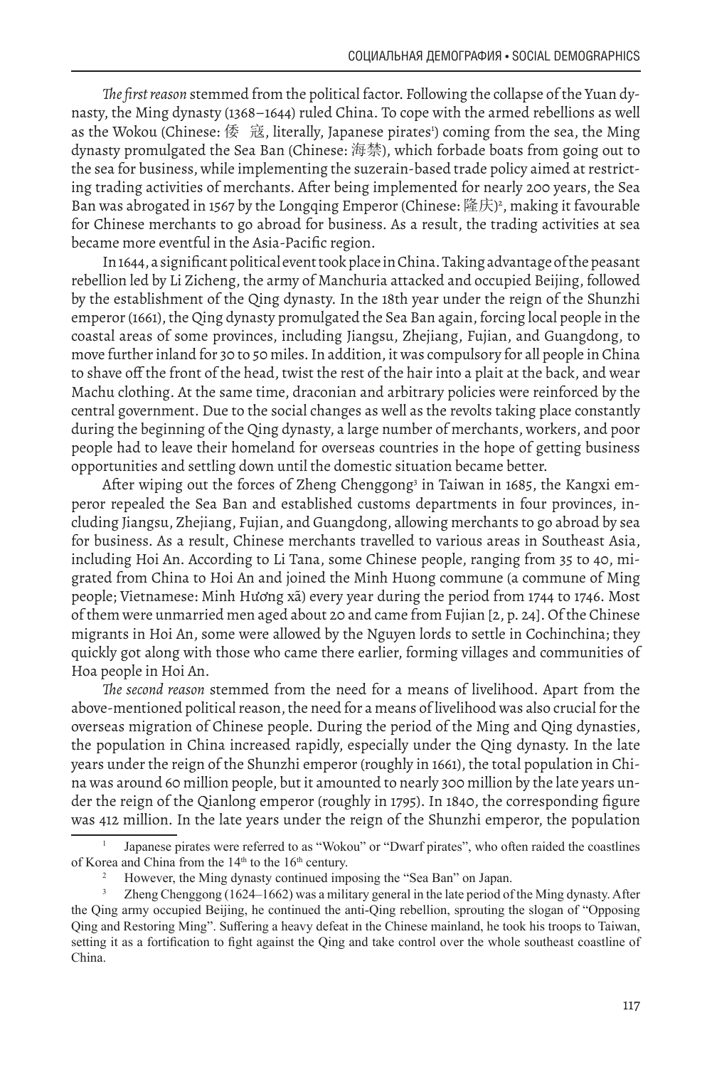*The first reason* stemmed from the political factor. Following the collapse of the Yuan dynasty, the Ming dynasty (1368–1644) ruled China. To cope with the armed rebellions as well as the Wokou (Chinese: 倭 寇, literally, Japanese pirates[1]) coming from the sea, the Ming dynasty promulgated the Sea Ban (Chinese: 海禁), which forbade boats from going out to the sea for business, while implementing the suzerain-based trade policy aimed at restricting trading activities of merchants. After being implemented for nearly 200 years, the Sea Ban was abrogated in 1567 by the Longqing Emperor (Chinese: 隆庆)[2], making it favourable for Chinese merchants to go abroad for business. As a result, the trading activities at sea became more eventful in the Asia-Pacific region.

In 1644, a significant political event took place in China. Taking advantage of the peasant rebellion led by Li Zicheng, the army of Manchuria attacked and occupied Beijing, followed by the establishment of the Qing dynasty. In the 18th year under the reign of the Shunzhi emperor (1661), the Qing dynasty promulgated the Sea Ban again, forcing local people in the coastal areas of some provinces, including Jiangsu, Zhejiang, Fujian, and Guangdong, to move further inland for 30 to 50 miles. In addition, it was compulsory for all people in China to shave off the front of the head, twist the rest of the hair into a plait at the back, and wear Machu clothing. At the same time, draconian and arbitrary policies were reinforced by the central government. Due to the social changes as well as the revolts taking place constantly during the beginning of the Qing dynasty, a large number of merchants, workers, and poor people had to leave their homeland for overseas countries in the hope of getting business opportunities and settling down until the domestic situation became better.

After wiping out the forces of Zheng Chenggong[3] in Taiwan in 1685, the Kangxi emperor repealed the Sea Ban and established customs departments in four provinces, including Jiangsu, Zhejiang, Fujian, and Guangdong, allowing merchants to go abroad by sea for business. As a result, Chinese merchants travelled to various areas in Southeast Asia, including Hoi An. According to Li Tana, some Chinese people, ranging from 35 to 40, migrated from China to Hoi An and joined the Minh Huong commune (a commune of Ming people; Vietnamese: Minh Hương xã) every year during the period from 1744 to 1746. Most of them were unmarried men aged about 20 and came from Fujian [2, p. 24]. Of the Chinese migrants in Hoi An, some were allowed by the Nguyen lords to settle in Cochinchina; they quickly got along with those who came there earlier, forming villages and communities of Hoa people in Hoi An.

*The second reason* stemmed from the need for a means of livelihood. Apart from the above-mentioned political reason, the need for a means of livelihood was also crucial for the overseas migration of Chinese people. During the period of the Ming and Qing dynasties, the population in China increased rapidly, especially under the Qing dynasty. In the late years under the reign of the Shunzhi emperor (roughly in 1661), the total population in China was around 60 million people, but it amounted to nearly 300 million by the late years under the reign of the Qianlong emperor (roughly in 1795). In 1840, the corresponding figure was 412 million. In the late years under the reign of the Shunzhi emperor, the population

---

[1] Japanese pirates were referred to as "Wokou" or "Dwarf pirates", who often raided the coastlines of Korea and China from the 14th to the 16th century.

[2] However, the Ming dynasty continued imposing the "Sea Ban" on Japan.

[3] Zheng Chenggong (1624–1662) was a military general in the late period of the Ming dynasty. After the Qing army occupied Beijing, he continued the anti-Qing rebellion, sprouting the slogan of "Opposing Qing and Restoring Ming". Suffering a heavy defeat in the Chinese mainland, he took his troops to Taiwan, setting it as a fortification to fight against the Qing and take control over the whole southeast coastline of China.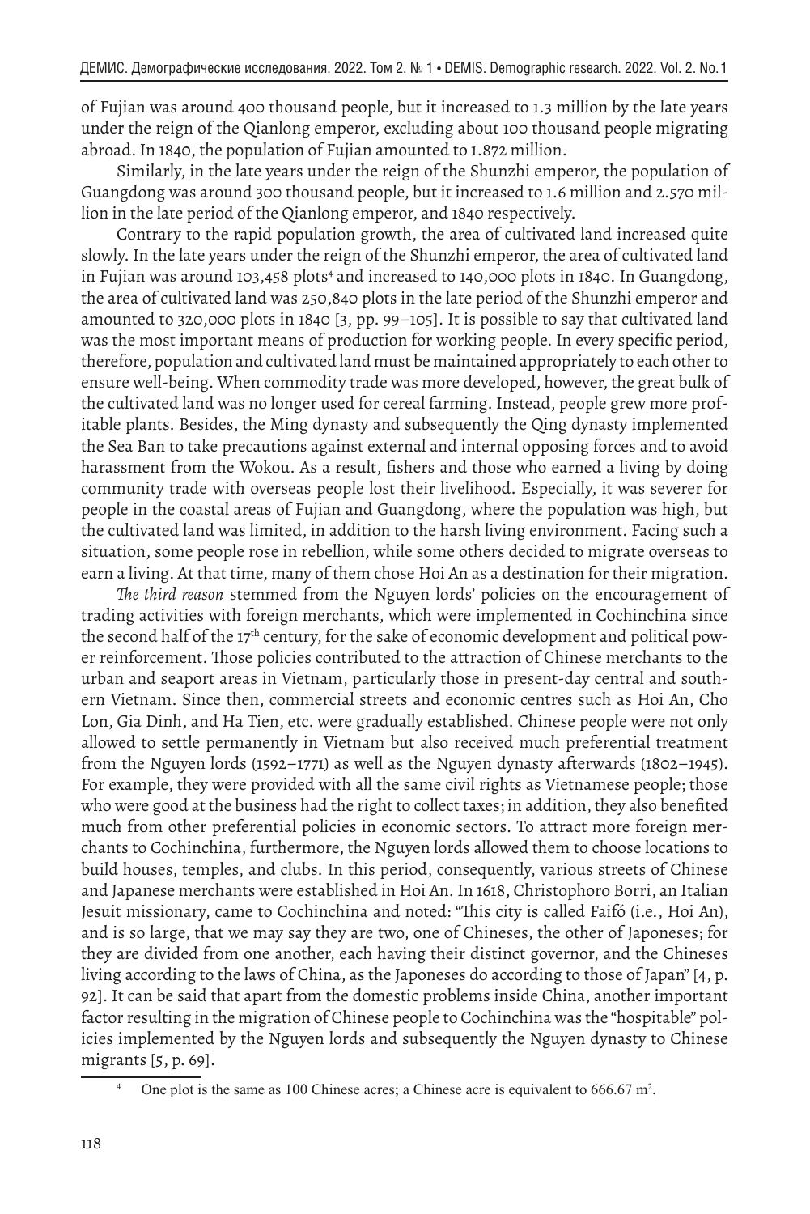of Fujian was around 400 thousand people, but it increased to 1.3 million by the late years under the reign of the Qianlong emperor, excluding about 100 thousand people migrating abroad. In 1840, the population of Fujian amounted to 1.872 million.

Similarly, in the late years under the reign of the Shunzhi emperor, the population of Guangdong was around 300 thousand people, but it increased to 1.6 million and 2.570 million in the late period of the Qianlong emperor, and 1840 respectively.

Contrary to the rapid population growth, the area of cultivated land increased quite slowly. In the late years under the reign of the Shunzhi emperor, the area of cultivated land in Fujian was around 103,458 plots[4] and increased to 140,000 plots in 1840. In Guangdong, the area of cultivated land was 250,840 plots in the late period of the Shunzhi emperor and amounted to 320,000 plots in 1840 [3, pp. 99–105]. It is possible to say that cultivated land was the most important means of production for working people. In every specific period, therefore, population and cultivated land must be maintained appropriately to each other to ensure well-being. When commodity trade was more developed, however, the great bulk of the cultivated land was no longer used for cereal farming. Instead, people grew more profitable plants. Besides, the Ming dynasty and subsequently the Qing dynasty implemented the Sea Ban to take precautions against external and internal opposing forces and to avoid harassment from the Wokou. As a result, fishers and those who earned a living by doing community trade with overseas people lost their livelihood. Especially, it was severer for people in the coastal areas of Fujian and Guangdong, where the population was high, but the cultivated land was limited, in addition to the harsh living environment. Facing such a situation, some people rose in rebellion, while some others decided to migrate overseas to earn a living. At that time, many of them chose Hoi An as a destination for their migration.

*The third reason* stemmed from the Nguyen lords' policies on the encouragement of trading activities with foreign merchants, which were implemented in Cochinchina since the second half of the 17th century, for the sake of economic development and political power reinforcement. Those policies contributed to the attraction of Chinese merchants to the urban and seaport areas in Vietnam, particularly those in present-day central and southern Vietnam. Since then, commercial streets and economic centres such as Hoi An, Cho Lon, Gia Dinh, and Ha Tien, etc. were gradually established. Chinese people were not only allowed to settle permanently in Vietnam but also received much preferential treatment from the Nguyen lords (1592–1771) as well as the Nguyen dynasty afterwards (1802–1945). For example, they were provided with all the same civil rights as Vietnamese people; those who were good at the business had the right to collect taxes; in addition, they also benefited much from other preferential policies in economic sectors. To attract more foreign merchants to Cochinchina, furthermore, the Nguyen lords allowed them to choose locations to build houses, temples, and clubs. In this period, consequently, various streets of Chinese and Japanese merchants were established in Hoi An. In 1618, Christophoro Borri, an Italian Jesuit missionary, came to Cochinchina and noted: "This city is called Faifó (i.e., Hoi An), and is so large, that we may say they are two, one of Chineses, the other of Japoneses; for they are divided from one another, each having their distinct governor, and the Chineses living according to the laws of China, as the Japoneses do according to those of Japan" [4, p. 92]. It can be said that apart from the domestic problems inside China, another important factor resulting in the migration of Chinese people to Cochinchina was the "hospitable" policies implemented by the Nguyen lords and subsequently the Nguyen dynasty to Chinese migrants [5, p. 69].

[4] One plot is the same as 100 Chinese acres; a Chinese acre is equivalent to 666.67 m$^2$.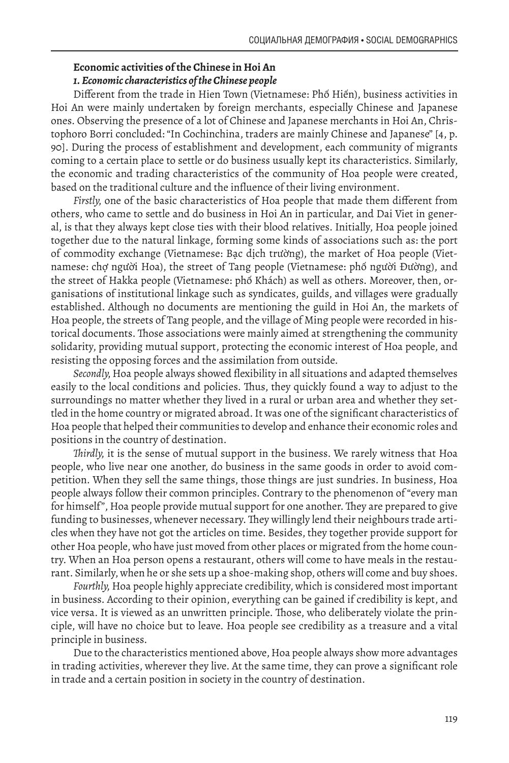## Economic activities of the Chinese in Hoi An

### *1. Economic characteristics of the Chinese people*

Different from the trade in Hien Town (Vietnamese: Phố Hiến), business activities in Hoi An were mainly undertaken by foreign merchants, especially Chinese and Japanese ones. Observing the presence of a lot of Chinese and Japanese merchants in Hoi An, Christophoro Borri concluded: "In Cochinchina, traders are mainly Chinese and Japanese" [4, p. 90]. During the process of establishment and development, each community of migrants coming to a certain place to settle or do business usually kept its characteristics. Similarly, the economic and trading characteristics of the community of Hoa people were created, based on the traditional culture and the influence of their living environment.

*Firstly,* one of the basic characteristics of Hoa people that made them different from others, who came to settle and do business in Hoi An in particular, and Dai Viet in general, is that they always kept close ties with their blood relatives. Initially, Hoa people joined together due to the natural linkage, forming some kinds of associations such as: the port of commodity exchange (Vietnamese: Bạc dịch trường), the market of Hoa people (Vietnamese: chợ người Hoa), the street of Tang people (Vietnamese: phố người Đường), and the street of Hakka people (Vietnamese: phố Khách) as well as others. Moreover, then, organisations of institutional linkage such as syndicates, guilds, and villages were gradually established. Although no documents are mentioning the guild in Hoi An, the markets of Hoa people, the streets of Tang people, and the village of Ming people were recorded in historical documents. Those associations were mainly aimed at strengthening the community solidarity, providing mutual support, protecting the economic interest of Hoa people, and resisting the opposing forces and the assimilation from outside.

*Secondly,* Hoa people always showed flexibility in all situations and adapted themselves easily to the local conditions and policies. Thus, they quickly found a way to adjust to the surroundings no matter whether they lived in a rural or urban area and whether they settled in the home country or migrated abroad. It was one of the significant characteristics of Hoa people that helped their communities to develop and enhance their economic roles and positions in the country of destination.

*Thirdly,* it is the sense of mutual support in the business. We rarely witness that Hoa people, who live near one another, do business in the same goods in order to avoid competition. When they sell the same things, those things are just sundries. In business, Hoa people always follow their common principles. Contrary to the phenomenon of "every man for himself", Hoa people provide mutual support for one another. They are prepared to give funding to businesses, whenever necessary. They willingly lend their neighbours trade articles when they have not got the articles on time. Besides, they together provide support for other Hoa people, who have just moved from other places or migrated from the home country. When an Hoa person opens a restaurant, others will come to have meals in the restaurant. Similarly, when he or she sets up a shoe-making shop, others will come and buy shoes.

*Fourthly,* Hoa people highly appreciate credibility, which is considered most important in business. According to their opinion, everything can be gained if credibility is kept, and vice versa. It is viewed as an unwritten principle. Those, who deliberately violate the principle, will have no choice but to leave. Hoa people see credibility as a treasure and a vital principle in business.

Due to the characteristics mentioned above, Hoa people always show more advantages in trading activities, wherever they live. At the same time, they can prove a significant role in trade and a certain position in society in the country of destination.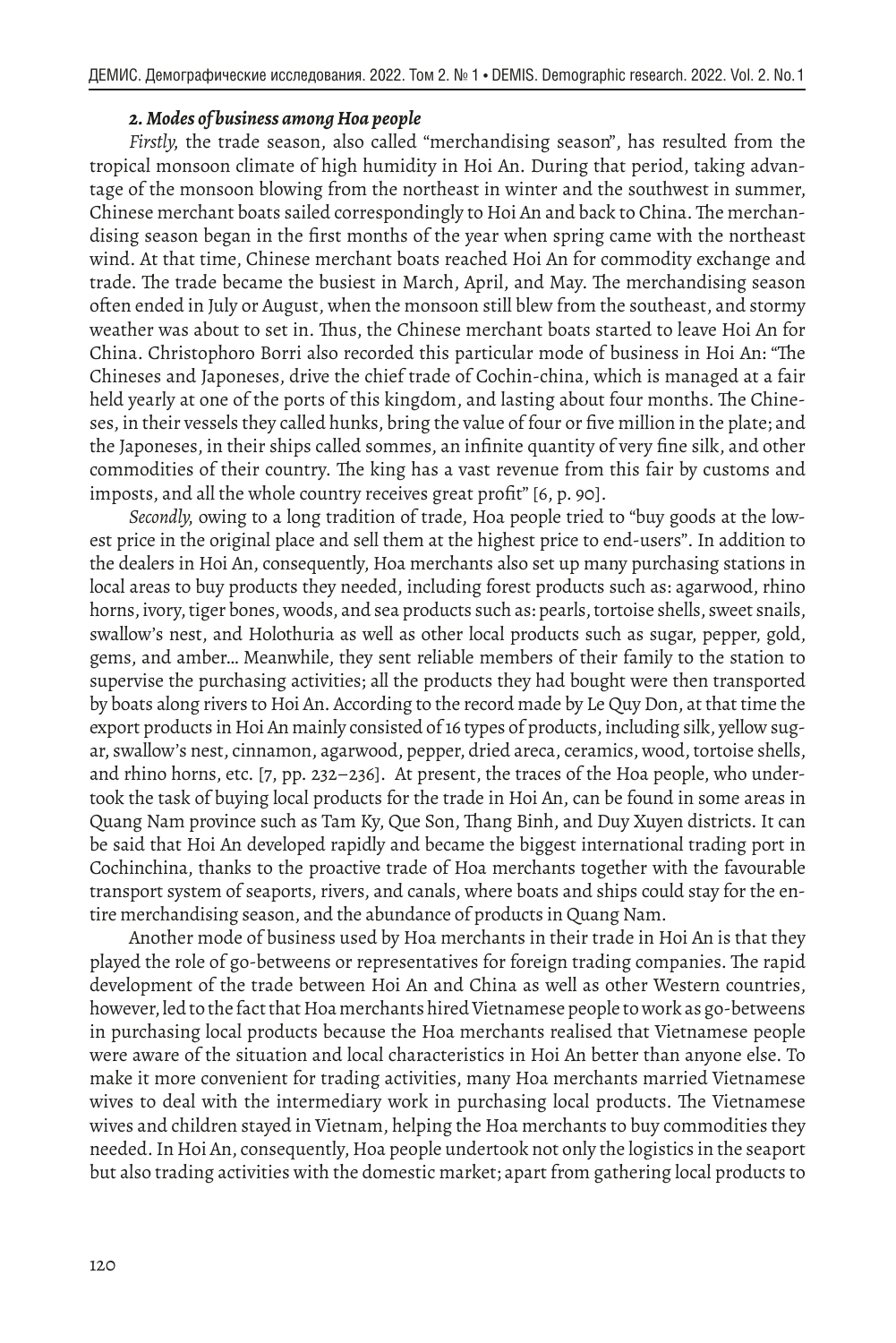### *2. Modes of business among Hoa people*

*Firstly,* the trade season, also called "merchandising season", has resulted from the tropical monsoon climate of high humidity in Hoi An. During that period, taking advantage of the monsoon blowing from the northeast in winter and the southwest in summer, Chinese merchant boats sailed correspondingly to Hoi An and back to China. The merchandising season began in the first months of the year when spring came with the northeast wind. At that time, Chinese merchant boats reached Hoi An for commodity exchange and trade. The trade became the busiest in March, April, and May. The merchandising season often ended in July or August, when the monsoon still blew from the southeast, and stormy weather was about to set in. Thus, the Chinese merchant boats started to leave Hoi An for China. Christophoro Borri also recorded this particular mode of business in Hoi An: "The Chineses and Japoneses, drive the chief trade of Cochin-china, which is managed at a fair held yearly at one of the ports of this kingdom, and lasting about four months. The Chineses, in their vessels they called hunks, bring the value of four or five million in the plate; and the Japoneses, in their ships called sommes, an infinite quantity of very fine silk, and other commodities of their country. The king has a vast revenue from this fair by customs and imposts, and all the whole country receives great profit" [6, p. 90].

*Secondly,* owing to a long tradition of trade, Hoa people tried to "buy goods at the lowest price in the original place and sell them at the highest price to end-users". In addition to the dealers in Hoi An, consequently, Hoa merchants also set up many purchasing stations in local areas to buy products they needed, including forest products such as: agarwood, rhino horns, ivory, tiger bones, woods, and sea products such as: pearls, tortoise shells, sweet snails, swallow's nest, and Holothuria as well as other local products such as sugar, pepper, gold, gems, and amber... Meanwhile, they sent reliable members of their family to the station to supervise the purchasing activities; all the products they had bought were then transported by boats along rivers to Hoi An. According to the record made by Le Quy Don, at that time the export products in Hoi An mainly consisted of 16 types of products, including silk, yellow sugar, swallow's nest, cinnamon, agarwood, pepper, dried areca, ceramics, wood, tortoise shells, and rhino horns, etc. [7, pp. 232–236]. At present, the traces of the Hoa people, who undertook the task of buying local products for the trade in Hoi An, can be found in some areas in Quang Nam province such as Tam Ky, Que Son, Thang Binh, and Duy Xuyen districts. It can be said that Hoi An developed rapidly and became the biggest international trading port in Cochinchina, thanks to the proactive trade of Hoa merchants together with the favourable transport system of seaports, rivers, and canals, where boats and ships could stay for the entire merchandising season, and the abundance of products in Quang Nam.

Another mode of business used by Hoa merchants in their trade in Hoi An is that they played the role of go-betweens or representatives for foreign trading companies. The rapid development of the trade between Hoi An and China as well as other Western countries, however, led to the fact that Hoa merchants hired Vietnamese people to work as go-betweens in purchasing local products because the Hoa merchants realised that Vietnamese people were aware of the situation and local characteristics in Hoi An better than anyone else. To make it more convenient for trading activities, many Hoa merchants married Vietnamese wives to deal with the intermediary work in purchasing local products. The Vietnamese wives and children stayed in Vietnam, helping the Hoa merchants to buy commodities they needed. In Hoi An, consequently, Hoa people undertook not only the logistics in the seaport but also trading activities with the domestic market; apart from gathering local products to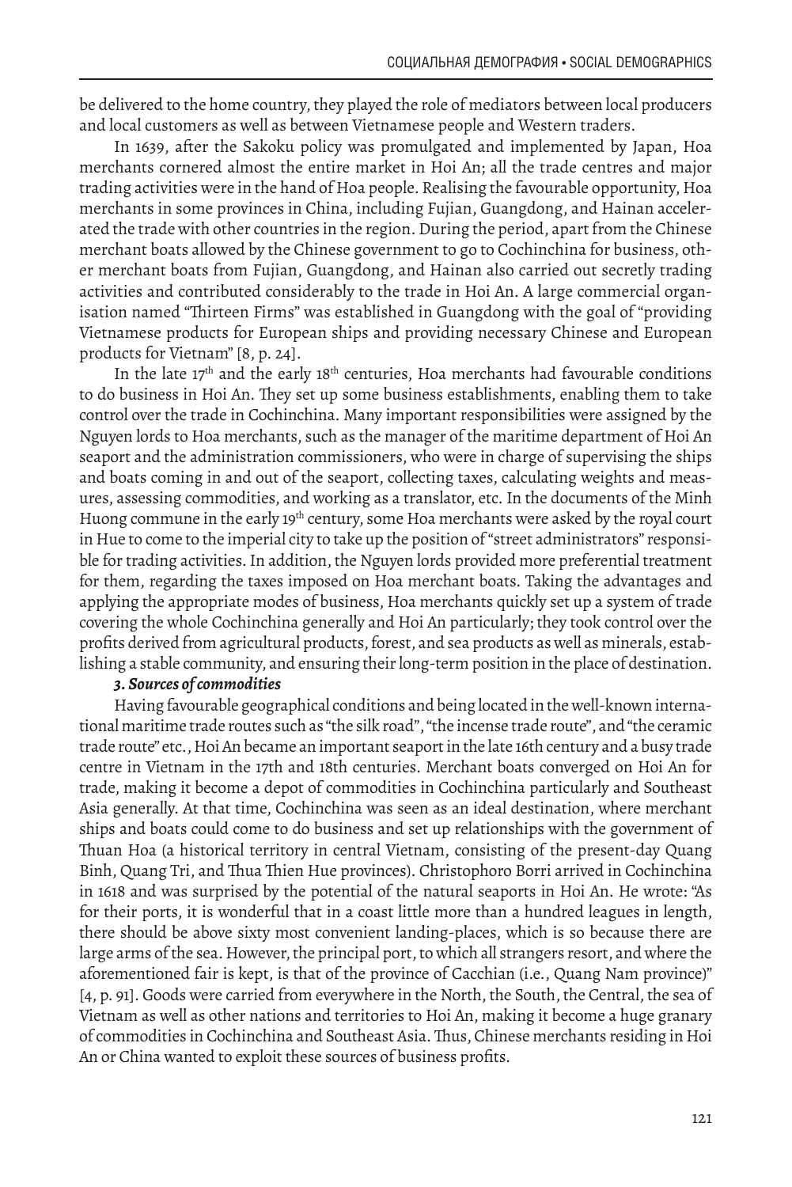be delivered to the home country, they played the role of mediators between local producers and local customers as well as between Vietnamese people and Western traders.

In 1639, after the Sakoku policy was promulgated and implemented by Japan, Hoa merchants cornered almost the entire market in Hoi An; all the trade centres and major trading activities were in the hand of Hoa people. Realising the favourable opportunity, Hoa merchants in some provinces in China, including Fujian, Guangdong, and Hainan accelerated the trade with other countries in the region. During the period, apart from the Chinese merchant boats allowed by the Chinese government to go to Cochinchina for business, other merchant boats from Fujian, Guangdong, and Hainan also carried out secretly trading activities and contributed considerably to the trade in Hoi An. A large commercial organisation named "Thirteen Firms" was established in Guangdong with the goal of "providing Vietnamese products for European ships and providing necessary Chinese and European products for Vietnam" [8, p. 24].

In the late 17th and the early 18th centuries, Hoa merchants had favourable conditions to do business in Hoi An. They set up some business establishments, enabling them to take control over the trade in Cochinchina. Many important responsibilities were assigned by the Nguyen lords to Hoa merchants, such as the manager of the maritime department of Hoi An seaport and the administration commissioners, who were in charge of supervising the ships and boats coming in and out of the seaport, collecting taxes, calculating weights and measures, assessing commodities, and working as a translator, etc. In the documents of the Minh Huong commune in the early 19th century, some Hoa merchants were asked by the royal court in Hue to come to the imperial city to take up the position of "street administrators" responsible for trading activities. In addition, the Nguyen lords provided more preferential treatment for them, regarding the taxes imposed on Hoa merchant boats. Taking the advantages and applying the appropriate modes of business, Hoa merchants quickly set up a system of trade covering the whole Cochinchina generally and Hoi An particularly; they took control over the profits derived from agricultural products, forest, and sea products as well as minerals, establishing a stable community, and ensuring their long-term position in the place of destination.

### *3. Sources of commodities*

Having favourable geographical conditions and being located in the well-known international maritime trade routes such as "the silk road", "the incense trade route", and "the ceramic trade route" etc., Hoi An became an important seaport in the late 16th century and a busy trade centre in Vietnam in the 17th and 18th centuries. Merchant boats converged on Hoi An for trade, making it become a depot of commodities in Cochinchina particularly and Southeast Asia generally. At that time, Cochinchina was seen as an ideal destination, where merchant ships and boats could come to do business and set up relationships with the government of Thuan Hoa (a historical territory in central Vietnam, consisting of the present-day Quang Binh, Quang Tri, and Thua Thien Hue provinces). Christophoro Borri arrived in Cochinchina in 1618 and was surprised by the potential of the natural seaports in Hoi An. He wrote: "As for their ports, it is wonderful that in a coast little more than a hundred leagues in length, there should be above sixty most convenient landing-places, which is so because there are large arms of the sea. However, the principal port, to which all strangers resort, and where the aforementioned fair is kept, is that of the province of Cacchian (i.e., Quang Nam province)" [4, p. 91]. Goods were carried from everywhere in the North, the South, the Central, the sea of Vietnam as well as other nations and territories to Hoi An, making it become a huge granary of commodities in Cochinchina and Southeast Asia. Thus, Chinese merchants residing in Hoi An or China wanted to exploit these sources of business profits.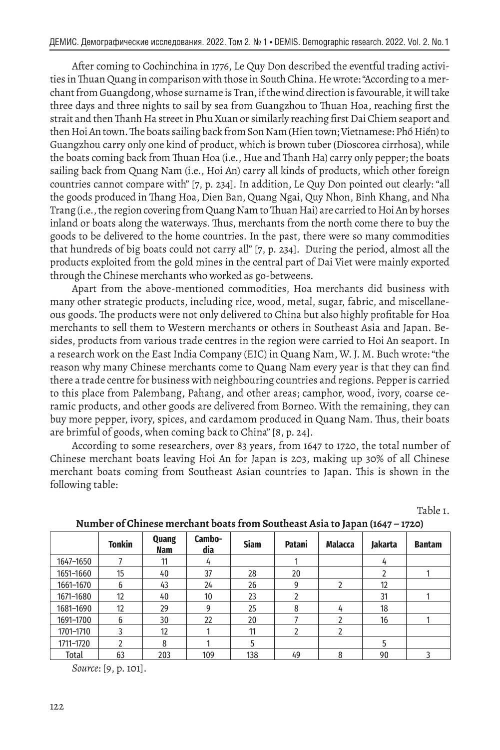After coming to Cochinchina in 1776, Le Quy Don described the eventful trading activities in Thuan Quang in comparison with those in South China. He wrote: "According to a merchant from Guangdong, whose surname is Tran, if the wind direction is favourable, it will take three days and three nights to sail by sea from Guangzhou to Thuan Hoa, reaching first the strait and then Thanh Ha street in Phu Xuan or similarly reaching first Dai Chiem seaport and then Hoi An town. The boats sailing back from Son Nam (Hien town; Vietnamese: Phố Hiến) to Guangzhou carry only one kind of product, which is brown tuber (Dioscorea cirrhosa), while the boats coming back from Thuan Hoa (i.e., Hue and Thanh Ha) carry only pepper; the boats sailing back from Quang Nam (i.e., Hoi An) carry all kinds of products, which other foreign countries cannot compare with" [7, p. 234]. In addition, Le Quy Don pointed out clearly: "all the goods produced in Thang Hoa, Dien Ban, Quang Ngai, Quy Nhon, Binh Khang, and Nha Trang (i.e., the region covering from Quang Nam to Thuan Hai) are carried to Hoi An by horses inland or boats along the waterways. Thus, merchants from the north come there to buy the goods to be delivered to the home countries. In the past, there were so many commodities that hundreds of big boats could not carry all" [7, p. 234]. During the period, almost all the products exploited from the gold mines in the central part of Dai Viet were mainly exported through the Chinese merchants who worked as go-betweens.

Apart from the above-mentioned commodities, Hoa merchants did business with many other strategic products, including rice, wood, metal, sugar, fabric, and miscellaneous goods. The products were not only delivered to China but also highly profitable for Hoa merchants to sell them to Western merchants or others in Southeast Asia and Japan. Besides, products from various trade centres in the region were carried to Hoi An seaport. In a research work on the East India Company (EIC) in Quang Nam, W. J. M. Buch wrote: "the reason why many Chinese merchants come to Quang Nam every year is that they can find there a trade centre for business with neighbouring countries and regions. Pepper is carried to this place from Palembang, Pahang, and other areas; camphor, wood, ivory, coarse ceramic products, and other goods are delivered from Borneo. With the remaining, they can buy more pepper, ivory, spices, and cardamom produced in Quang Nam. Thus, their boats are brimful of goods, when coming back to China" [8, p. 24].

According to some researchers, over 83 years, from 1647 to 1720, the total number of Chinese merchant boats leaving Hoi An for Japan is 203, making up 30% of all Chinese merchant boats coming from Southeast Asian countries to Japan. This is shown in the following table:

Table 1.

**Number of Chinese merchant boats from Southeast Asia to Japan (1647 – 1720)**

| | Tonkin | Quang Nam | Cambodia | Siam | Patani | Malacca | Jakarta | Bantam |
|---|---|---|---|---|---|---|---|---|
| 1647–1650 | 7 | 11 | 4 | | 1 | | 4 | |
| 1651–1660 | 15 | 40 | 37 | 28 | 20 | | 2 | 1 |
| 1661–1670 | 6 | 43 | 24 | 26 | 9 | 2 | 12 | |
| 1671–1680 | 12 | 40 | 10 | 23 | 2 | | 31 | 1 |
| 1681–1690 | 12 | 29 | 9 | 25 | 8 | 4 | 18 | |
| 1691–1700 | 6 | 30 | 22 | 20 | 7 | 2 | 16 | 1 |
| 1701–1710 | 3 | 12 | 1 | 11 | 2 | 2 | | |
| 1711–1720 | 2 | 8 | 1 | 5 | | | 5 | |
| Total | 63 | 203 | 109 | 138 | 49 | 8 | 90 | 3 |

*Source*: [9, p. 101].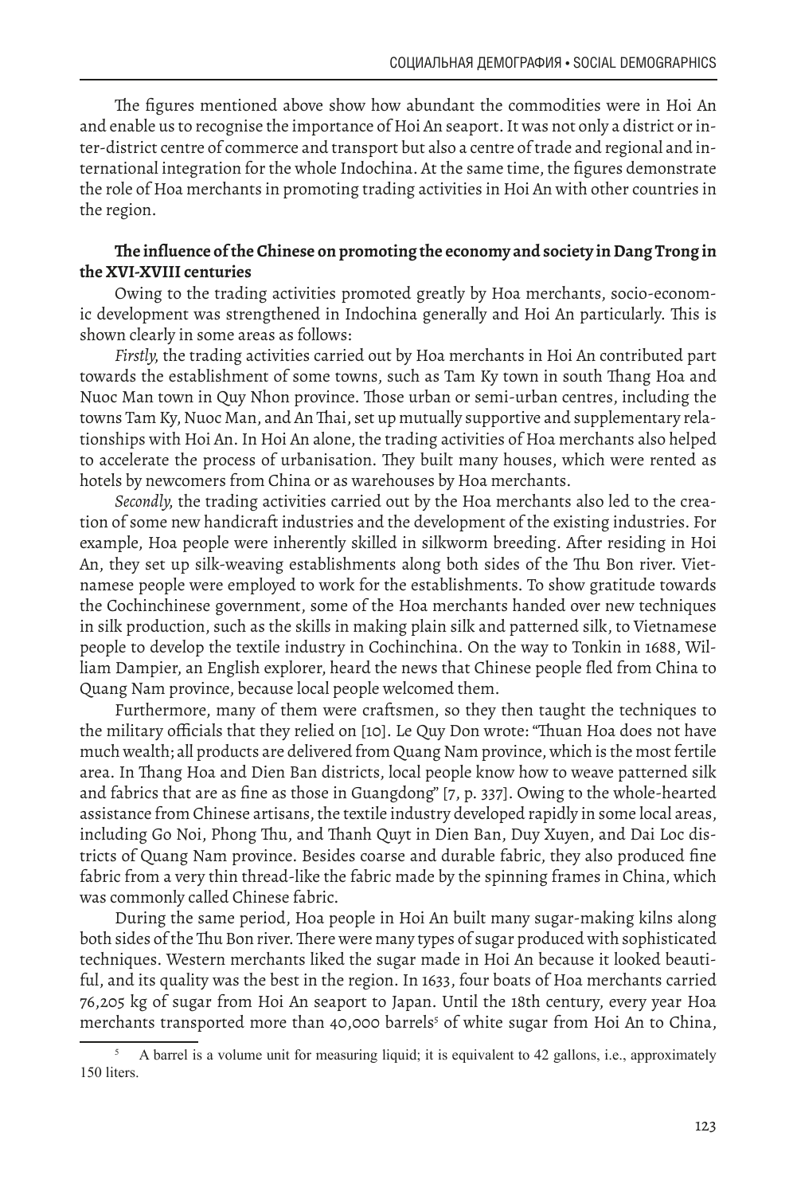The figures mentioned above show how abundant the commodities were in Hoi An and enable us to recognise the importance of Hoi An seaport. It was not only a district or inter-district centre of commerce and transport but also a centre of trade and regional and international integration for the whole Indochina. At the same time, the figures demonstrate the role of Hoa merchants in promoting trading activities in Hoi An with other countries in the region.

**The influence of the Chinese on promoting the economy and society in Dang Trong in the XVI-XVIII centuries**

Owing to the trading activities promoted greatly by Hoa merchants, socio-economic development was strengthened in Indochina generally and Hoi An particularly. This is shown clearly in some areas as follows:

*Firstly*, the trading activities carried out by Hoa merchants in Hoi An contributed part towards the establishment of some towns, such as Tam Ky town in south Thang Hoa and Nuoc Man town in Quy Nhon province. Those urban or semi-urban centres, including the towns Tam Ky, Nuoc Man, and An Thai, set up mutually supportive and supplementary relationships with Hoi An. In Hoi An alone, the trading activities of Hoa merchants also helped to accelerate the process of urbanisation. They built many houses, which were rented as hotels by newcomers from China or as warehouses by Hoa merchants.

*Secondly*, the trading activities carried out by the Hoa merchants also led to the creation of some new handicraft industries and the development of the existing industries. For example, Hoa people were inherently skilled in silkworm breeding. After residing in Hoi An, they set up silk-weaving establishments along both sides of the Thu Bon river. Vietnamese people were employed to work for the establishments. To show gratitude towards the Cochinchinese government, some of the Hoa merchants handed over new techniques in silk production, such as the skills in making plain silk and patterned silk, to Vietnamese people to develop the textile industry in Cochinchina. On the way to Tonkin in 1688, William Dampier, an English explorer, heard the news that Chinese people fled from China to Quang Nam province, because local people welcomed them.

Furthermore, many of them were craftsmen, so they then taught the techniques to the military officials that they relied on [10]. Le Quy Don wrote: "Thuan Hoa does not have much wealth; all products are delivered from Quang Nam province, which is the most fertile area. In Thang Hoa and Dien Ban districts, local people know how to weave patterned silk and fabrics that are as fine as those in Guangdong" [7, p. 337]. Owing to the whole-hearted assistance from Chinese artisans, the textile industry developed rapidly in some local areas, including Go Noi, Phong Thu, and Thanh Quyt in Dien Ban, Duy Xuyen, and Dai Loc districts of Quang Nam province. Besides coarse and durable fabric, they also produced fine fabric from a very thin thread-like the fabric made by the spinning frames in China, which was commonly called Chinese fabric.

During the same period, Hoa people in Hoi An built many sugar-making kilns along both sides of the Thu Bon river. There were many types of sugar produced with sophisticated techniques. Western merchants liked the sugar made in Hoi An because it looked beautiful, and its quality was the best in the region. In 1633, four boats of Hoa merchants carried 76,205 kg of sugar from Hoi An seaport to Japan. Until the 18th century, every year Hoa merchants transported more than 40,000 barrels[5] of white sugar from Hoi An to China,

[5] A barrel is a volume unit for measuring liquid; it is equivalent to 42 gallons, i.e., approximately 150 liters.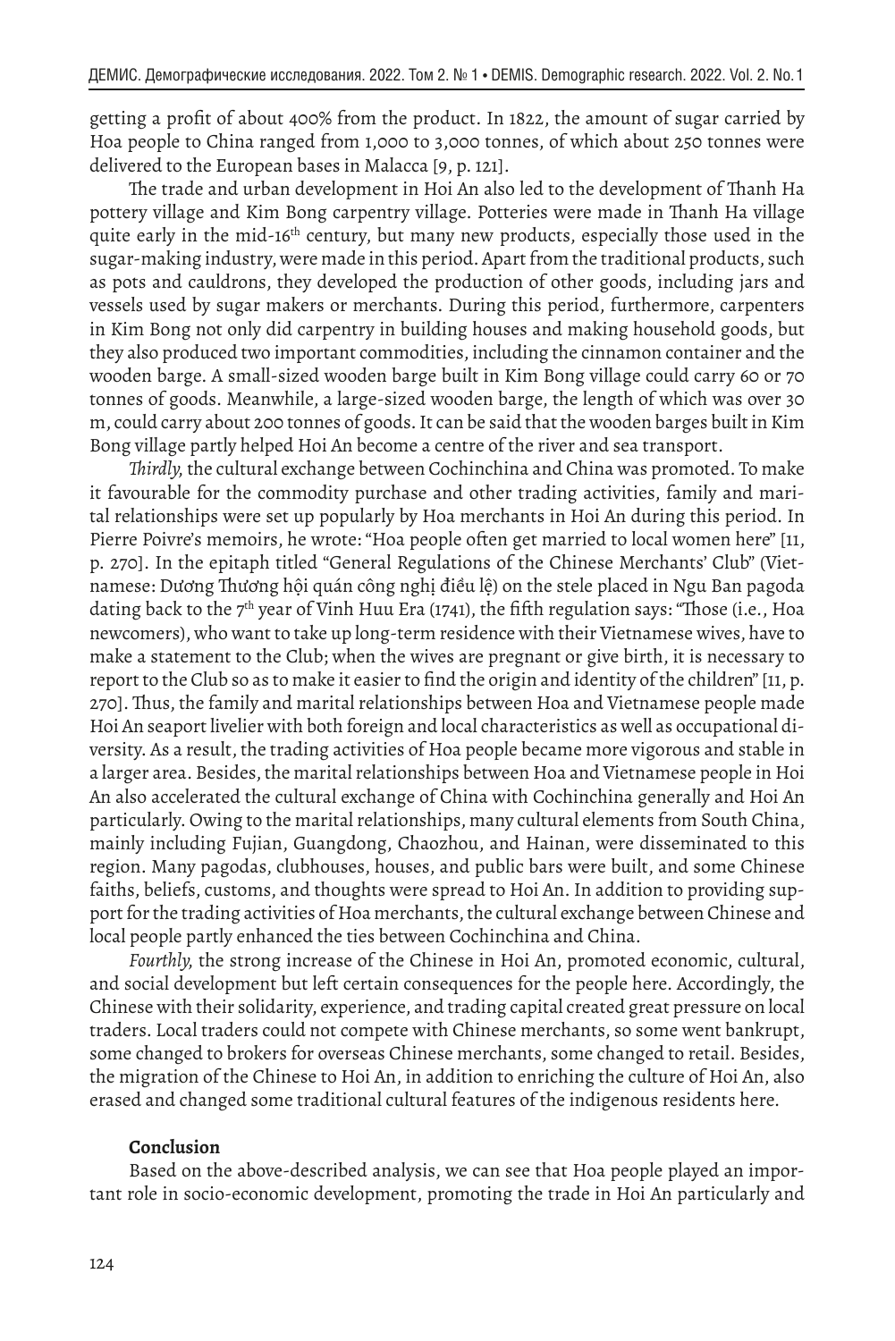getting a profit of about 400% from the product. In 1822, the amount of sugar carried by Hoa people to China ranged from 1,000 to 3,000 tonnes, of which about 250 tonnes were delivered to the European bases in Malacca [9, p. 121].

The trade and urban development in Hoi An also led to the development of Thanh Ha pottery village and Kim Bong carpentry village. Potteries were made in Thanh Ha village quite early in the mid-16th century, but many new products, especially those used in the sugar-making industry, were made in this period. Apart from the traditional products, such as pots and cauldrons, they developed the production of other goods, including jars and vessels used by sugar makers or merchants. During this period, furthermore, carpenters in Kim Bong not only did carpentry in building houses and making household goods, but they also produced two important commodities, including the cinnamon container and the wooden barge. A small-sized wooden barge built in Kim Bong village could carry 60 or 70 tonnes of goods. Meanwhile, a large-sized wooden barge, the length of which was over 30 m, could carry about 200 tonnes of goods. It can be said that the wooden barges built in Kim Bong village partly helped Hoi An become a centre of the river and sea transport.

*Thirdly,* the cultural exchange between Cochinchina and China was promoted. To make it favourable for the commodity purchase and other trading activities, family and marital relationships were set up popularly by Hoa merchants in Hoi An during this period. In Pierre Poivre's memoirs, he wrote: "Hoa people often get married to local women here" [11, p. 270]. In the epitaph titled "General Regulations of the Chinese Merchants' Club" (Vietnamese: Dương Thương hội quán công nghị điều lệ) on the stele placed in Ngu Ban pagoda dating back to the 7th year of Vinh Huu Era (1741), the fifth regulation says: "Those (i.e., Hoa newcomers), who want to take up long-term residence with their Vietnamese wives, have to make a statement to the Club; when the wives are pregnant or give birth, it is necessary to report to the Club so as to make it easier to find the origin and identity of the children" [11, p. 270]. Thus, the family and marital relationships between Hoa and Vietnamese people made Hoi An seaport livelier with both foreign and local characteristics as well as occupational diversity. As a result, the trading activities of Hoa people became more vigorous and stable in a larger area. Besides, the marital relationships between Hoa and Vietnamese people in Hoi An also accelerated the cultural exchange of China with Cochinchina generally and Hoi An particularly. Owing to the marital relationships, many cultural elements from South China, mainly including Fujian, Guangdong, Chaozhou, and Hainan, were disseminated to this region. Many pagodas, clubhouses, houses, and public bars were built, and some Chinese faiths, beliefs, customs, and thoughts were spread to Hoi An. In addition to providing support for the trading activities of Hoa merchants, the cultural exchange between Chinese and local people partly enhanced the ties between Cochinchina and China.

*Fourthly,* the strong increase of the Chinese in Hoi An, promoted economic, cultural, and social development but left certain consequences for the people here. Accordingly, the Chinese with their solidarity, experience, and trading capital created great pressure on local traders. Local traders could not compete with Chinese merchants, so some went bankrupt, some changed to brokers for overseas Chinese merchants, some changed to retail. Besides, the migration of the Chinese to Hoi An, in addition to enriching the culture of Hoi An, also erased and changed some traditional cultural features of the indigenous residents here.

## Conclusion

Based on the above-described analysis, we can see that Hoa people played an important role in socio-economic development, promoting the trade in Hoi An particularly and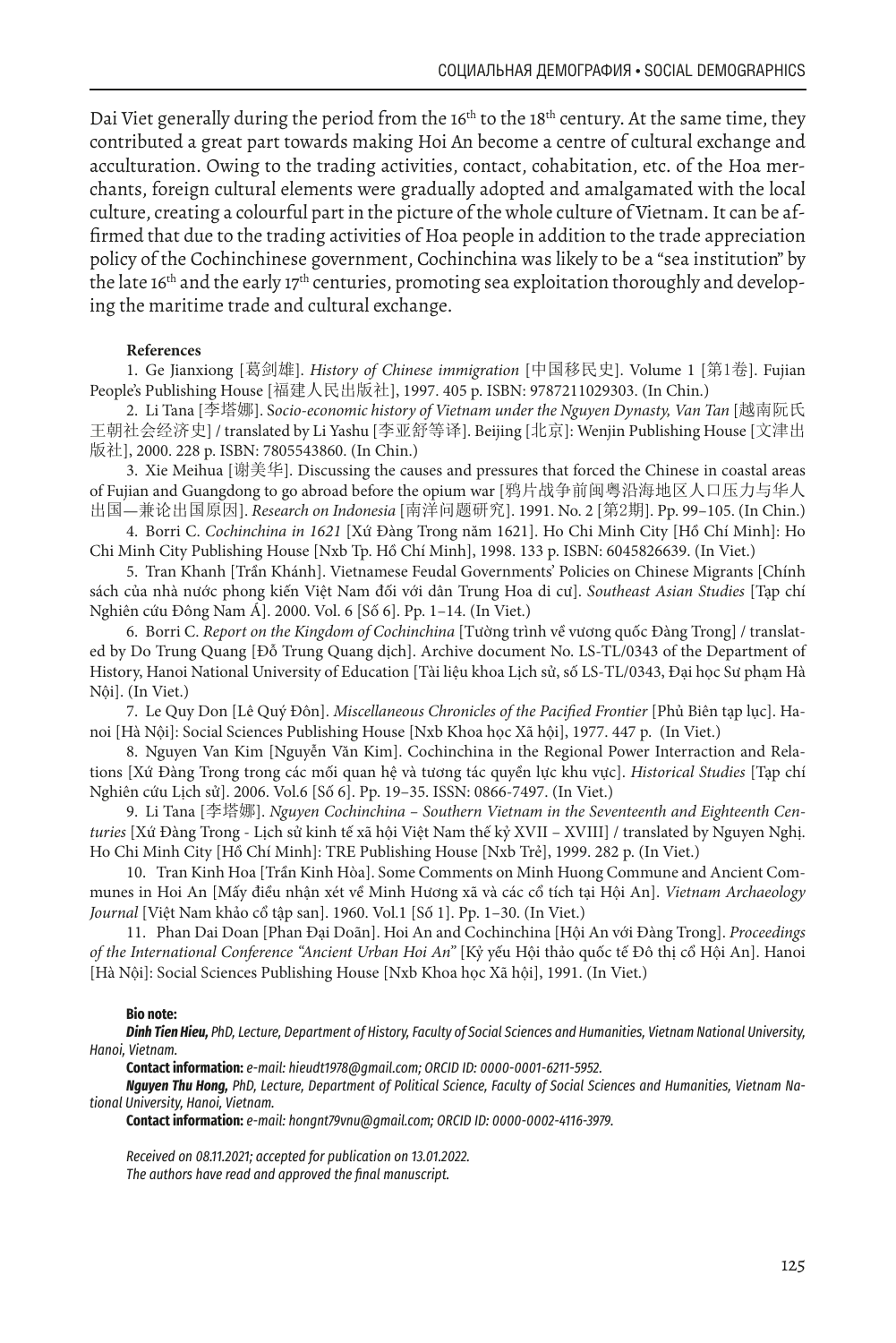Dai Viet generally during the period from the 16th to the 18th century. At the same time, they contributed a great part towards making Hoi An become a centre of cultural exchange and acculturation. Owing to the trading activities, contact, cohabitation, etc. of the Hoa merchants, foreign cultural elements were gradually adopted and amalgamated with the local culture, creating a colourful part in the picture of the whole culture of Vietnam. It can be affirmed that due to the trading activities of Hoa people in addition to the trade appreciation policy of the Cochinchinese government, Cochinchina was likely to be a "sea institution" by the late 16th and the early 17th centuries, promoting sea exploitation thoroughly and developing the maritime trade and cultural exchange.

**References**

1. Ge Jianxiong [葛剑雄]. *History of Chinese immigration* [中国移民史]. Volume 1 [第1卷]. Fujian People's Publishing House [福建人民出版社], 1997. 405 p. ISBN: 9787211029303. (In Chin.)

2. Li Tana [李塔娜]. *Socio-economic history of Vietnam under the Nguyen Dynasty, Van Tan* [越南阮氏王朝社会经济史] / translated by Li Yashu [李亚舒等译]. Beijing [北京]: Wenjin Publishing House [文津出版社], 2000. 228 p. ISBN: 7805543860. (In Chin.)

3. Xie Meihua [谢美华]. Discussing the causes and pressures that forced the Chinese in coastal areas of Fujian and Guangdong to go abroad before the opium war [鸦片战争前闽粤沿海地区人口压力与华人出国—兼论出国原因]. *Research on Indonesia* [南洋问题研究]. 1991. No. 2 [第2期]. Pp. 99–105. (In Chin.)

4. Borri C. *Cochinchina in 1621* [Xứ Đàng Trong năm 1621]. Ho Chi Minh City [Hồ Chí Minh]: Ho Chi Minh City Publishing House [Nxb Tp. Hồ Chí Minh], 1998. 133 p. ISBN: 6045826639. (In Viet.)

5. Tran Khanh [Trần Khánh]. Vietnamese Feudal Governments' Policies on Chinese Migrants [Chính sách của nhà nước phong kiến Việt Nam đối với dân Trung Hoa di cư]. *Southeast Asian Studies* [Tạp chí Nghiên cứu Đông Nam Á]. 2000. Vol. 6 [Số 6]. Pp. 1–14. (In Viet.)

6. Borri C. *Report on the Kingdom of Cochinchina* [Tường trình về vương quốc Đàng Trong] / translated by Do Trung Quang [Đỗ Trung Quang dịch]. Archive document No. LS-TL/0343 of the Department of History, Hanoi National University of Education [Tài liệu khoa Lịch sử, số LS-TL/0343, Đại học Sư phạm Hà Nội]. (In Viet.)

7. Le Quy Don [Lê Quý Đôn]. *Miscellaneous Chronicles of the Pacified Frontier* [Phủ Biên tạp lục]. Hanoi [Hà Nội]: Social Sciences Publishing House [Nxb Khoa học Xã hội], 1977. 447 p. (In Viet.)

8. Nguyen Van Kim [Nguyễn Văn Kim]. Cochinchina in the Regional Power Interraction and Relations [Xứ Đàng Trong trong các mối quan hệ và tương tác quyền lực khu vực]. *Historical Studies* [Tạp chí Nghiên cứu Lịch sử]. 2006. Vol.6 [Số 6]. Pp. 19–35. ISSN: 0866-7497. (In Viet.)

9. Li Tana [李塔娜]. *Nguyen Cochinchina – Southern Vietnam in the Seventeenth and Eighteenth Centuries* [Xứ Đàng Trong - Lịch sử kinh tế xã hội Việt Nam thế kỷ XVII – XVIII] / translated by Nguyen Nghị. Ho Chi Minh City [Hồ Chí Minh]: TRE Publishing House [Nxb Trẻ], 1999. 282 p. (In Viet.)

10. Tran Kinh Hoa [Trần Kinh Hòa]. Some Comments on Minh Huong Commune and Ancient Communes in Hoi An [Mấy điều nhận xét về Minh Hương xã và các cổ tích tại Hội An]. *Vietnam Archaeology Journal* [Việt Nam khảo cổ tập san]. 1960. Vol.1 [Số 1]. Pp. 1–30. (In Viet.)

11. Phan Dai Doan [Phan Đại Doãn]. Hoi An and Cochinchina [Hội An với Đàng Trong]. *Proceedings of the International Conference "Ancient Urban Hoi An"* [Kỷ yếu Hội thảo quốc tế Đô thị cổ Hội An]. Hanoi [Hà Nội]: Social Sciences Publishing House [Nxb Khoa học Xã hội], 1991. (In Viet.)

**Bio note:**

***Dinh Tien Hieu,*** *PhD, Lecture, Department of History, Faculty of Social Sciences and Humanities, Vietnam National University, Hanoi, Vietnam.*

**Contact information:** *e-mail: hieudt1978@gmail.com; ORCID ID: 0000-0001-6211-5952.*

***Nguyen Thu Hong,*** *PhD, Lecture, Department of Political Science, Faculty of Social Sciences and Humanities, Vietnam National University, Hanoi, Vietnam.*

**Contact information:** *e-mail: hongnt79vnu@gmail.com; ORCID ID: 0000-0002-4116-3979.*

*Received on 08.11.2021; accepted for publication on 13.01.2022.*
*The authors have read and approved the final manuscript.*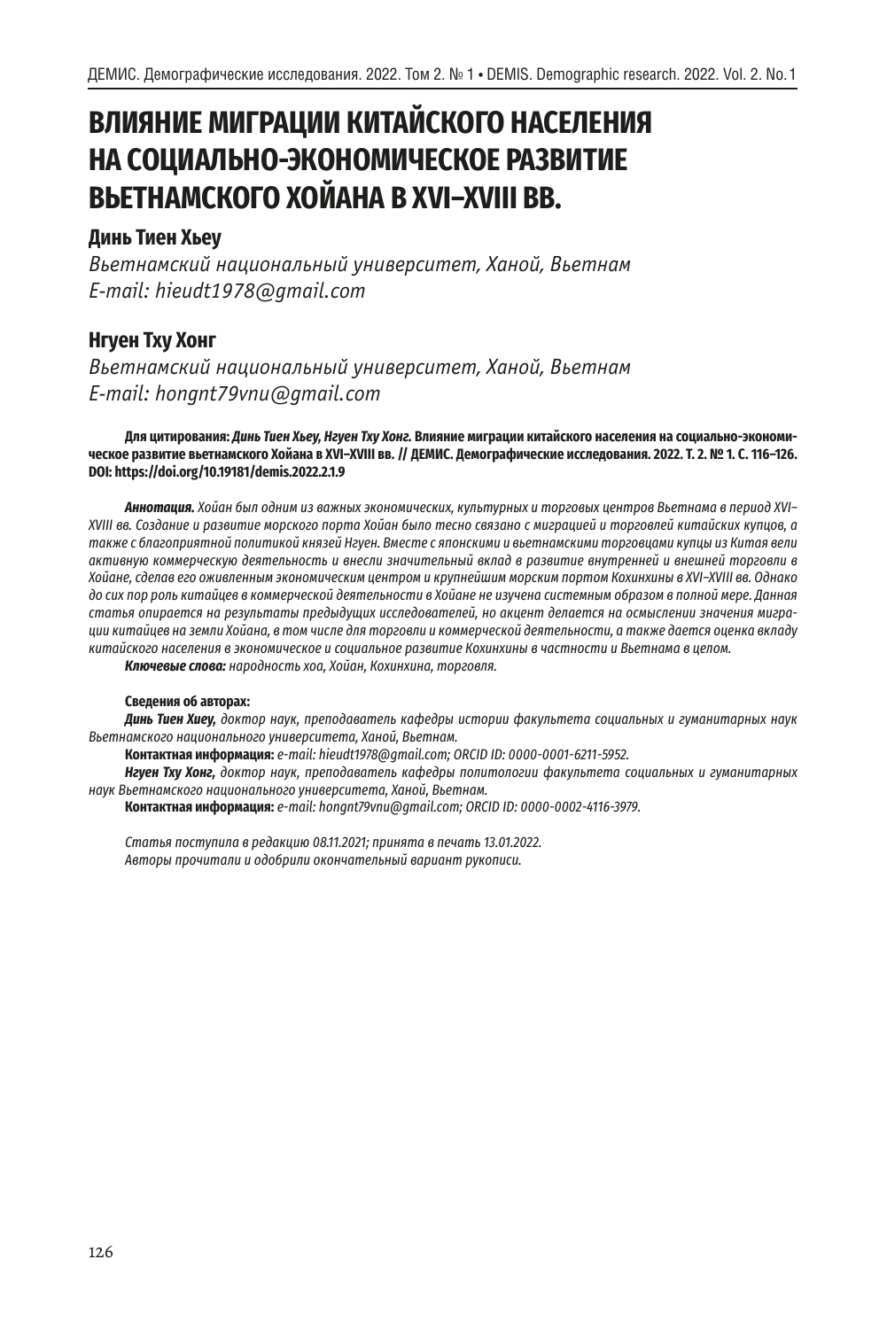# ВЛИЯНИЕ МИГРАЦИИ КИТАЙСКОГО НАСЕЛЕНИЯ НА СОЦИАЛЬНО-ЭКОНОМИЧЕСКОЕ РАЗВИТИЕ ВЬЕТНАМСКОГО ХОЙАНА В XVI–XVIII ВВ.

**Динь Тиен Хьеу**

*Вьетнамский национальный университет, Ханой, Вьетнам*
*E-mail: hieudt1978@gmail.com*

**Нгуен Тху Хонг**

*Вьетнамский национальный университет, Ханой, Вьетнам*
*E-mail: hongnt79vnu@gmail.com*

**Для цитирования: *Динь Тиен Хьеу, Нгуен Тху Хонг.* Влияние миграции китайского населения на социально-экономическое развитие вьетнамского Хойана в XVI–XVIII вв. // ДЕМИС. Демографические исследования. 2022. Т. 2. № 1. С. 116–126. DOI: https://doi.org/10.19181/demis.2022.2.1.9**

***Аннотация.*** *Хойан был одним из важных экономических, культурных и торговых центров Вьетнама в период XVI–XVIII вв. Создание и развитие морского порта Хойан было тесно связано с миграцией и торговлей китайских купцов, а также с благоприятной политикой князей Нгуен. Вместе с японскими и вьетнамскими торговцами купцы из Китая вели активную коммерческую деятельность и внесли значительный вклад в развитие внутренней и внешней торговли в Хойане, сделав его оживленным экономическим центром и крупнейшим морским портом Кохинхины в XVI–XVIII вв. Однако до сих пор роль китайцев в коммерческой деятельности в Хойане не изучена системным образом в полной мере. Данная статья опирается на результаты предыдущих исследователей, но акцент делается на осмыслении значения миграции китайцев на земли Хойана, в том числе для торговли и коммерческой деятельности, а также дается оценка вкладу китайского населения в экономическое и социальное развитие Кохинхины в частности и Вьетнама в целом.*

***Ключевые слова:*** *народность хоа, Хойан, Кохинхина, торговля.*

**Сведения об авторах:**

***Динь Тиен Хиеу,*** *доктор наук, преподаватель кафедры истории факультета социальных и гуманитарных наук Вьетнамского национального университета, Ханой, Вьетнам.*

**Контактная информация:** *e-mail: hieudt1978@gmail.com; ORCID ID: 0000-0001-6211-5952.*

***Нгуен Тху Хонг,*** *доктор наук, преподаватель кафедры политологии факультета социальных и гуманитарных наук Вьетнамского национального университета, Ханой, Вьетнам.*

**Контактная информация:** *e-mail: hongnt79vnu@gmail.com; ORCID ID: 0000-0002-4116-3979.*

*Статья поступила в редакцию 08.11.2021; принята в печать 13.01.2022.*
*Авторы прочитали и одобрили окончательный вариант рукописи.*